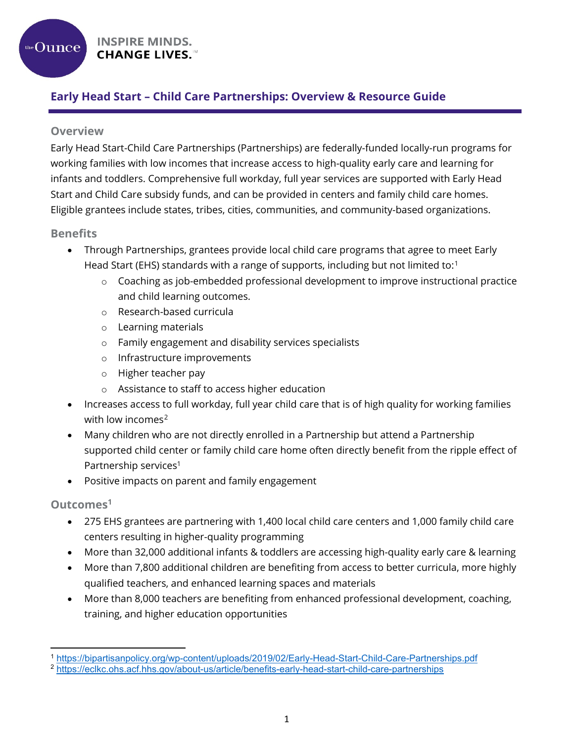theOunce

INSPIRE MINDS.
CHANGE LIVES.℠

# Early Head Start – Child Care Partnerships: Overview & Resource Guide

## Overview

Early Head Start-Child Care Partnerships (Partnerships) are federally-funded locally-run programs for working families with low incomes that increase access to high-quality early care and learning for infants and toddlers. Comprehensive full workday, full year services are supported with Early Head Start and Child Care subsidy funds, and can be provided in centers and family child care homes. Eligible grantees include states, tribes, cities, communities, and community-based organizations.

## Benefits

- Through Partnerships, grantees provide local child care programs that agree to meet Early Head Start (EHS) standards with a range of supports, including but not limited to:[1]
  - Coaching as job-embedded professional development to improve instructional practice and child learning outcomes.
  - Research-based curricula
  - Learning materials
  - Family engagement and disability services specialists
  - Infrastructure improvements
  - Higher teacher pay
  - Assistance to staff to access higher education
- Increases access to full workday, full year child care that is of high quality for working families with low incomes[2]
- Many children who are not directly enrolled in a Partnership but attend a Partnership supported child center or family child care home often directly benefit from the ripple effect of Partnership services[1]
- Positive impacts on parent and family engagement

## Outcomes[1]

- 275 EHS grantees are partnering with 1,400 local child care centers and 1,000 family child care centers resulting in higher-quality programming
- More than 32,000 additional infants & toddlers are accessing high-quality early care & learning
- More than 7,800 additional children are benefiting from access to better curricula, more highly qualified teachers, and enhanced learning spaces and materials
- More than 8,000 teachers are benefiting from enhanced professional development, coaching, training, and higher education opportunities

---

[1] https://bipartisanpolicy.org/wp-content/uploads/2019/02/Early-Head-Start-Child-Care-Partnerships.pdf

[2] https://eclkc.ohs.acf.hhs.gov/about-us/article/benefits-early-head-start-child-care-partnerships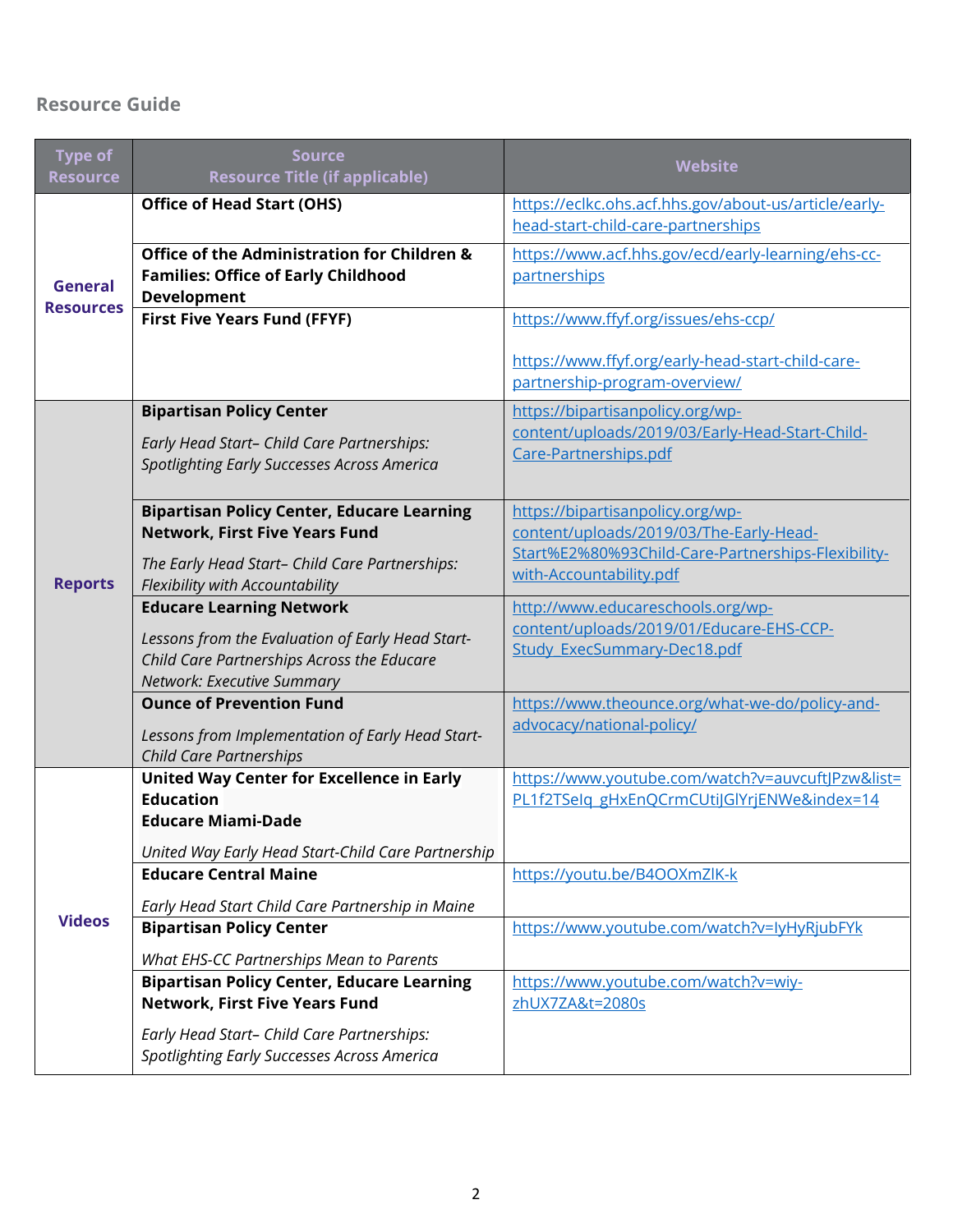## Resource Guide

| Type of Resource | Source<br>Resource Title (if applicable) | Website |
|---|---|---|
| General Resources | **Office of Head Start (OHS)** | https://eclkc.ohs.acf.hhs.gov/about-us/article/early-head-start-child-care-partnerships |
| | **Office of the Administration for Children & Families: Office of Early Childhood Development** | https://www.acf.hhs.gov/ecd/early-learning/ehs-cc-partnerships |
| | **First Five Years Fund (FFYF)** | https://www.ffyf.org/issues/ehs-ccp/<br><br>https://www.ffyf.org/early-head-start-child-care-partnership-program-overview/ |
| Reports | **Bipartisan Policy Center**<br><br>*Early Head Start– Child Care Partnerships: Spotlighting Early Successes Across America* | https://bipartisanpolicy.org/wp-content/uploads/2019/03/Early-Head-Start-Child-Care-Partnerships.pdf |
| | **Bipartisan Policy Center, Educare Learning Network, First Five Years Fund**<br><br>*The Early Head Start– Child Care Partnerships: Flexibility with Accountability* | https://bipartisanpolicy.org/wp-content/uploads/2019/03/The-Early-Head-Start%E2%80%93Child-Care-Partnerships-Flexibility-with-Accountability.pdf |
| | **Educare Learning Network**<br><br>*Lessons from the Evaluation of Early Head Start-Child Care Partnerships Across the Educare Network: Executive Summary* | http://www.educareschools.org/wp-content/uploads/2019/01/Educare-EHS-CCP-Study_ExecSummary-Dec18.pdf |
| | **Ounce of Prevention Fund**<br><br>*Lessons from Implementation of Early Head Start-Child Care Partnerships* | https://www.theounce.org/what-we-do/policy-and-advocacy/national-policy/ |
| Videos | **United Way Center for Excellence in Early Education**<br>**Educare Miami-Dade**<br><br>*United Way Early Head Start-Child Care Partnership* | https://www.youtube.com/watch?v=auvcuftJPzw&list=PL1f2TSelq_gHxEnQCrmCUtiJGlYrjENWe&index=14 |
| | **Educare Central Maine**<br><br>*Early Head Start Child Care Partnership in Maine* | https://youtu.be/B4OOXmZlK-k |
| | **Bipartisan Policy Center**<br><br>*What EHS-CC Partnerships Mean to Parents* | https://www.youtube.com/watch?v=lyHyRjubFYk |
| | **Bipartisan Policy Center, Educare Learning Network, First Five Years Fund**<br><br>*Early Head Start– Child Care Partnerships: Spotlighting Early Successes Across America* | https://www.youtube.com/watch?v=wiy-zhUX7ZA&t=2080s |